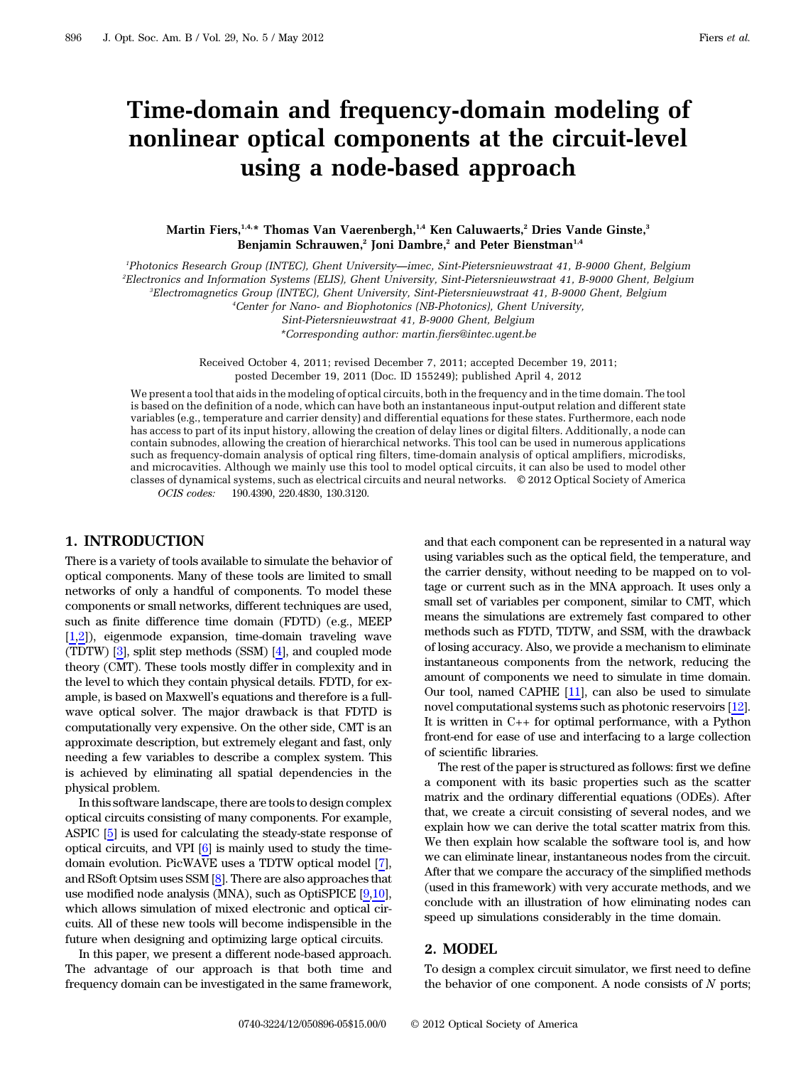# Time-domain and frequency-domain modeling of nonlinear optical components at the circuit-level using a node-based approach

**Martin Fiers,[1,4,*] Thomas Van Vaerenbergh,[1,4] Ken Caluwaerts,[2] Dries Vande Ginste,[3] Benjamin Schrauwen,[2] Joni Dambre,[2] and Peter Bienstman[1,4]**

[1]Photonics Research Group (INTEC), Ghent University—imec, Sint-Pietersnieuwstraat 41, B-9000 Ghent, Belgium
[2]Electronics and Information Systems (ELIS), Ghent University, Sint-Pietersnieuwstraat 41, B-9000 Ghent, Belgium
[3]Electromagnetics Group (INTEC), Ghent University, Sint-Pietersnieuwstraat 41, B-9000 Ghent, Belgium
[4]Center for Nano- and Biophotonics (NB-Photonics), Ghent University, Sint-Pietersnieuwstraat 41, B-9000 Ghent, Belgium
*Corresponding author: martin.fiers@intec.ugent.be

Received October 4, 2011; revised December 7, 2011; accepted December 19, 2011; posted December 19, 2011 (Doc. ID 155249); published April 4, 2012

We present a tool that aids in the modeling of optical circuits, both in the frequency and in the time domain. The tool is based on the definition of a node, which can have both an instantaneous input-output relation and different state variables (e.g., temperature and carrier density) and differential equations for these states. Furthermore, each node has access to part of its input history, allowing the creation of delay lines or digital filters. Additionally, a node can contain subnodes, allowing the creation of hierarchical networks. This tool can be used in numerous applications such as frequency-domain analysis of optical ring filters, time-domain analysis of optical amplifiers, microdisks, and microcavities. Although we mainly use this tool to model optical circuits, it can also be used to model other classes of dynamical systems, such as electrical circuits and neural networks. © 2012 Optical Society of America

*OCIS codes:* 190.4390, 220.4830, 130.3120.

## 1. INTRODUCTION

There is a variety of tools available to simulate the behavior of optical components. Many of these tools are limited to small networks of only a handful of components. To model these components or small networks, different techniques are used, such as finite difference time domain (FDTD) (e.g., MEEP [1,2]), eigenmode expansion, time-domain traveling wave (TDTW) [3], split step methods (SSM) [4], and coupled mode theory (CMT). These tools mostly differ in complexity and in the level to which they contain physical details. FDTD, for example, is based on Maxwell's equations and therefore is a full-wave optical solver. The major drawback is that FDTD is computationally very expensive. On the other side, CMT is an approximate description, but extremely elegant and fast, only needing a few variables to describe a complex system. This is achieved by eliminating all spatial dependencies in the physical problem.

In this software landscape, there are tools to design complex optical circuits consisting of many components. For example, ASPIC [5] is used for calculating the steady-state response of optical circuits, and VPI [6] is mainly used to study the time-domain evolution. PicWAVE uses a TDTW optical model [7], and RSoft Optsim uses SSM [8]. There are also approaches that use modified node analysis (MNA), such as OptiSPICE [9,10], which allows simulation of mixed electronic and optical circuits. All of these new tools will become indispensible in the future when designing and optimizing large optical circuits.

In this paper, we present a different node-based approach. The advantage of our approach is that both time and frequency domain can be investigated in the same framework, and that each component can be represented in a natural way using variables such as the optical field, the temperature, and the carrier density, without needing to be mapped on to voltage or current such as in the MNA approach. It uses only a small set of variables per component, similar to CMT, which means the simulations are extremely fast compared to other methods such as FDTD, TDTW, and SSM, with the drawback of losing accuracy. Also, we provide a mechanism to eliminate instantaneous components from the network, reducing the amount of components we need to simulate in time domain. Our tool, named CAPHE [11], can also be used to simulate novel computational systems such as photonic reservoirs [12]. It is written in C++ for optimal performance, with a Python front-end for ease of use and interfacing to a large collection of scientific libraries.

The rest of the paper is structured as follows: first we define a component with its basic properties such as the scatter matrix and the ordinary differential equations (ODEs). After that, we create a circuit consisting of several nodes, and we explain how we can derive the total scatter matrix from this. We then explain how scalable the software tool is, and how we can eliminate linear, instantaneous nodes from the circuit. After that we compare the accuracy of the simplified methods (used in this framework) with very accurate methods, and we conclude with an illustration of how eliminating nodes can speed up simulations considerably in the time domain.

## 2. MODEL

To design a complex circuit simulator, we first need to define the behavior of one component. A node consists of $N$ ports;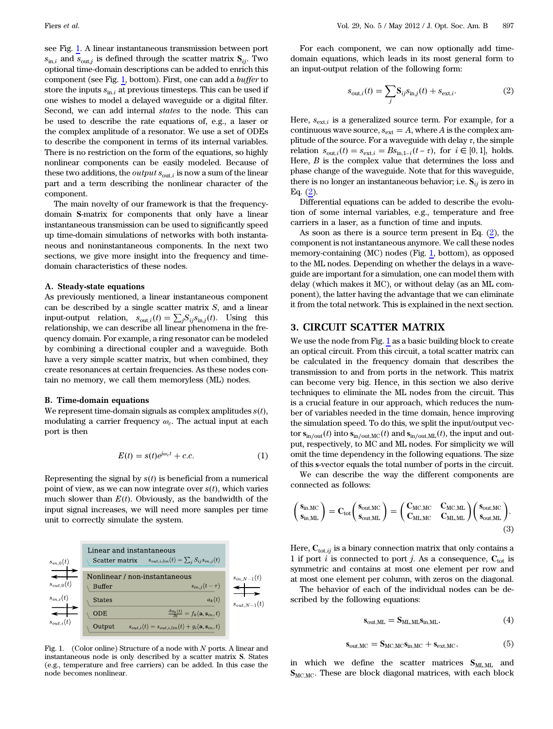see Fig. 1. A linear instantaneous transmission between port $s_{\mathrm{in},i}$ and $s_{\mathrm{out},j}$ is defined through the scatter matrix $\mathbf{S}_{ij}$. Two optional time-domain descriptions can be added to enrich this component (see Fig. 1, bottom). First, one can add a *buffer* to store the inputs $s_{\mathrm{in},i}$ at previous timesteps. This can be used if one wishes to model a delayed waveguide or a digital filter. Second, we can add internal *states* to the node. This can be used to describe the rate equations of, e.g., a laser or the complex amplitude of a resonator. We use a set of ODEs to describe the component in terms of its internal variables. There is no restriction on the form of the equations, so highly nonlinear components can be easily modeled. Because of these two additions, the *output* $s_{\mathrm{out},i}$ is now a sum of the linear part and a term describing the nonlinear character of the component.

The main novelty of our framework is that the frequency-domain **S**-matrix for components that only have a linear instantaneous transmission can be used to significantly speed up time-domain simulations of networks with both instantaneous and noninstantaneous components. In the next two sections, we give more insight into the frequency and time-domain characteristics of these nodes.

### A. Steady-state equations

As previously mentioned, a linear instantaneous component can be described by a single scatter matrix $S$, and a linear input-output relation, $s_{\mathrm{out},i}(t)=\sum_j S_{ij}s_{\mathrm{in},j}(t)$. Using this relationship, we can describe all linear phenomena in the frequency domain. For example, a ring resonator can be modeled by combining a directional coupler and a waveguide. Both have a very simple scatter matrix, but when combined, they create resonances at certain frequencies. As these nodes contain no memory, we call them memoryless (ML) nodes.

### B. Time-domain equations

We represent time-domain signals as complex amplitudes $s(t)$, modulating a carrier frequency $\omega_c$. The actual input at each port is then

$$E(t)=s(t)e^{j\omega_c t}+c.c. \tag{1}$$

Representing the signal by $s(t)$ is beneficial from a numerical point of view, as we can now integrate over $s(t)$, which varies much slower than $E(t)$. Obviously, as the bandwidth of the input signal increases, we will need more samples per time unit to correctly simulate the system.

Fig. 1. (Color online) Structure of a node with $N$ ports. A linear and instantaneous node is only described by a scatter matrix **S**. States (e.g., temperature and free carriers) can be added. In this case the node becomes nonlinear.

For each component, we can now optionally add time-domain equations, which leads in its most general form to an input-output relation of the following form:

$$s_{\mathrm{out},i}(t)=\sum_j \mathbf{S}_{ij}s_{\mathrm{in},j}(t)+s_{\mathrm{ext},i}. \tag{2}$$

Here, $s_{\mathrm{ext},i}$ is a generalized source term. For example, for a continuous wave source, $s_{\mathrm{ext}}=A$, where $A$ is the complex amplitude of the source. For a waveguide with delay $\tau$, the simple relation $s_{\mathrm{out},i}(t)=s_{\mathrm{ext},i}=Bs_{\mathrm{in},1-i}(t-\tau)$, for $i\in[0,1]$, holds. Here, $B$ is the complex value that determines the loss and phase change of the waveguide. Note that for this waveguide, there is no longer an instantaneous behavior; i.e. $\mathbf{S}_{ij}$ is zero in Eq. (2).

Differential equations can be added to describe the evolution of some internal variables, e.g., temperature and free carriers in a laser, as a function of time and inputs.

As soon as there is a source term present in Eq. (2), the component is not instantaneous anymore. We call these nodes memory-containing (MC) nodes (Fig. 1, bottom), as opposed to the ML nodes. Depending on whether the delays in a waveguide are important for a simulation, one can model them with delay (which makes it MC), or without delay (as an ML component), the latter having the advantage that we can eliminate it from the total network. This is explained in the next section.

## 3. CIRCUIT SCATTER MATRIX

We use the node from Fig. 1 as a basic building block to create an optical circuit. From this circuit, a total scatter matrix can be calculated in the frequency domain that describes the transmission to and from ports in the network. This matrix can become very big. Hence, in this section we also derive techniques to eliminate the ML nodes from the circuit. This is a crucial feature in our approach, which reduces the number of variables needed in the time domain, hence improving the simulation speed. To do this, we split the input/output vector $\mathbf{s}_{\mathrm{in/out}}(t)$ into $\mathbf{s}_{\mathrm{in/out,MC}}(t)$ and $\mathbf{s}_{\mathrm{in/out,ML}}(t)$, the input and output, respectively, to MC and ML nodes. For simplicity we will omit the time dependency in the following equations. The size of this **s**-vector equals the total number of ports in the circuit.

We can describe the way the different components are connected as follows:

$$\begin{pmatrix}\mathbf{s}_{\mathrm{in,MC}}\\ \mathbf{s}_{\mathrm{in,ML}}\end{pmatrix}=\mathbf{C}_{\mathrm{tot}}\begin{pmatrix}\mathbf{s}_{\mathrm{out,MC}}\\ \mathbf{s}_{\mathrm{out,ML}}\end{pmatrix}=\begin{pmatrix}\mathbf{C}_{\mathrm{MC,MC}} & \mathbf{C}_{\mathrm{MC,ML}}\\ \mathbf{C}_{\mathrm{ML,MC}} & \mathbf{C}_{\mathrm{ML,ML}}\end{pmatrix}\begin{pmatrix}\mathbf{s}_{\mathrm{out,MC}}\\ \mathbf{s}_{\mathrm{out,ML}}\end{pmatrix}. \tag{3}$$

Here, $\mathbf{C}_{\mathrm{tot},ij}$ is a binary connection matrix that only contains a 1 if port $i$ is connected to port $j$. As a consequence, $\mathbf{C}_{\mathrm{tot}}$ is symmetric and contains at most one element per row and at most one element per column, with zeros on the diagonal.

The behavior of each of the individual nodes can be described by the following equations:

$$\mathbf{s}_{\mathrm{out,ML}}=\mathbf{S}_{\mathrm{ML,ML}}\mathbf{s}_{\mathrm{in,ML}}, \tag{4}$$

$$\mathbf{s}_{\mathrm{out,MC}}=\mathbf{S}_{\mathrm{MC,MC}}\mathbf{s}_{\mathrm{in,MC}}+\mathbf{s}_{\mathrm{ext,MC}}, \tag{5}$$

in which we define the scatter matrices $\mathbf{S}_{\mathrm{ML,ML}}$ and $\mathbf{S}_{\mathrm{MC,MC}}$. These are block diagonal matrices, with each block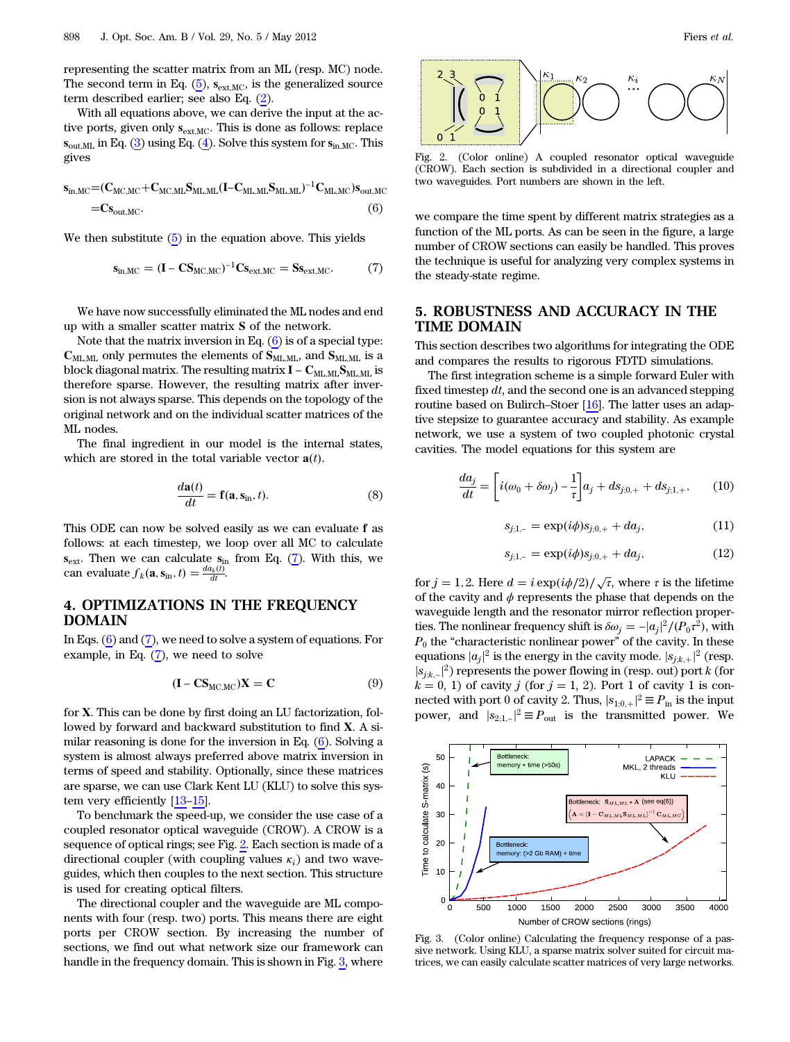representing the scatter matrix from an ML (resp. MC) node. The second term in Eq. (5), $\mathbf{s}_{\text{ext,MC}}$, is the generalized source term described earlier; see also Eq. (2).

With all equations above, we can derive the input at the active ports, given only $\mathbf{s}_{\text{ext,MC}}$. This is done as follows: replace $\mathbf{s}_{\text{out,ML}}$ in Eq. (3) using Eq. (4). Solve this system for $\mathbf{s}_{\text{in,MC}}$. This gives

$$\mathbf{s}_{\text{in,MC}} = (\mathbf{C}_{\text{MC,MC}} + \mathbf{C}_{\text{MC,ML}}\mathbf{S}_{\text{ML,ML}}(\mathbf{I} - \mathbf{C}_{\text{ML,ML}}\mathbf{S}_{\text{ML,ML}})^{-1}\mathbf{C}_{\text{ML,MC}})\mathbf{s}_{\text{out,MC}} = \mathbf{C}\mathbf{s}_{\text{out,MC}}. \quad (6)$$

We then substitute (5) in the equation above. This yields

$$\mathbf{s}_{\text{in,MC}} = (\mathbf{I} - \mathbf{C}\mathbf{S}_{\text{MC,MC}})^{-1}\mathbf{C}\mathbf{s}_{\text{ext,MC}} = \mathbf{S}\mathbf{s}_{\text{ext,MC}}. \quad (7)$$

We have now successfully eliminated the ML nodes and end up with a smaller scatter matrix $\mathbf{S}$ of the network.

Note that the matrix inversion in Eq. (6) is of a special type: $\mathbf{C}_{\text{ML,ML}}$ only permutes the elements of $\mathbf{S}_{\text{ML,ML}}$, and $\mathbf{S}_{\text{ML,ML}}$ is a block diagonal matrix. The resulting matrix $\mathbf{I} - \mathbf{C}_{\text{ML,ML}}\mathbf{S}_{\text{ML,ML}}$ is therefore sparse. However, the resulting matrix after inversion is not always sparse. This depends on the topology of the original network and on the individual scatter matrices of the ML nodes.

The final ingredient in our model is the internal states, which are stored in the total variable vector $\mathbf{a}(t)$.

$$\frac{d\mathbf{a}(t)}{dt} = \mathbf{f}(\mathbf{a}, \mathbf{s}_{\text{in}}, t). \quad (8)$$

This ODE can now be solved easily as we can evaluate $\mathbf{f}$ as follows: at each timestep, we loop over all MC to calculate $\mathbf{s}_{\text{ext}}$. Then we can calculate $\mathbf{s}_{\text{in}}$ from Eq. (7). With this, we can evaluate $f_k(\mathbf{a}, \mathbf{s}_{\text{in}}, t) = \frac{da_k(t)}{dt}$.

## 4. OPTIMIZATIONS IN THE FREQUENCY DOMAIN

In Eqs. (6) and (7), we need to solve a system of equations. For example, in Eq. (7), we need to solve

$$(\mathbf{I} - \mathbf{C}\mathbf{S}_{\text{MC,MC}})\mathbf{X} = \mathbf{C} \quad (9)$$

for $\mathbf{X}$. This can be done by first doing an LU factorization, followed by forward and backward substitution to find $\mathbf{X}$. A similar reasoning is done for the inversion in Eq. (6). Solving a system is almost always preferred above matrix inversion in terms of speed and stability. Optionally, since these matrices are sparse, we can use Clark Kent LU (KLU) to solve this system very efficiently [13–15].

To benchmark the speed-up, we consider the use case of a coupled resonator optical waveguide (CROW). A CROW is a sequence of optical rings; see Fig. 2. Each section is made of a directional coupler (with coupling values $\kappa_i$) and two waveguides, which then couples to the next section. This structure is used for creating optical filters.

The directional coupler and the waveguide are ML components with four (resp. two) ports. This means there are eight ports per CROW section. By increasing the number of sections, we find out what network size our framework can handle in the frequency domain. This is shown in Fig. 3, where we compare the time spent by different matrix strategies as a function of the ML ports. As can be seen in the figure, a large number of CROW sections can easily be handled. This proves the technique is useful for analyzing very complex systems in the steady-state regime.

Fig. 2. (Color online) A coupled resonator optical waveguide (CROW). Each section is subdivided in a directional coupler and two waveguides. Port numbers are shown in the left.

## 5. ROBUSTNESS AND ACCURACY IN THE TIME DOMAIN

This section describes two algorithms for integrating the ODE and compares the results to rigorous FDTD simulations.

The first integration scheme is a simple forward Euler with fixed timestep $dt$, and the second one is an advanced stepping routine based on Bulirch–Stoer [16]. The latter uses an adaptive stepsize to guarantee accuracy and stability. As example network, we use a system of two coupled photonic crystal cavities. The model equations for this system are

$$\frac{da_j}{dt} = \left[i(\omega_0 + \delta\omega_j) - \frac{1}{\tau}\right]a_j + ds_{j;0,+} + ds_{j;1,+}, \quad (10)$$

$$s_{j;1,-} = \exp(i\phi)s_{j;0,+} + da_j, \quad (11)$$

$$s_{j;1,-} = \exp(i\phi)s_{j;0,+} + da_j, \quad (12)$$

for $j = 1, 2$. Here $d = i\exp(i\phi/2)/\sqrt{\tau}$, where $\tau$ is the lifetime of the cavity and $\phi$ represents the phase that depends on the waveguide length and the resonator mirror reflection properties. The nonlinear frequency shift is $\delta\omega_j = -|a_j|^2/(P_0\tau^2)$, with $P_0$ the "characteristic nonlinear power" of the cavity. In these equations $|a_j|^2$ is the energy in the cavity mode. $|s_{j;k,+}|^2$ (resp. $|s_{j;k,-}|^2$) represents the power flowing in (resp. out) port $k$ (for $k = 0, 1$) of cavity $j$ (for $j = 1, 2$). Port 1 of cavity 1 is connected with port 0 of cavity 2. Thus, $|s_{1;0,+}|^2 \equiv P_{\text{in}}$ is the input power, and $|s_{2;1,-}|^2 \equiv P_{\text{out}}$ is the transmitted power. We

Fig. 3. (Color online) Calculating the frequency response of a passive network. Using KLU, a sparse matrix solver suited for circuit matrices, we can easily calculate scatter matrices of very large networks.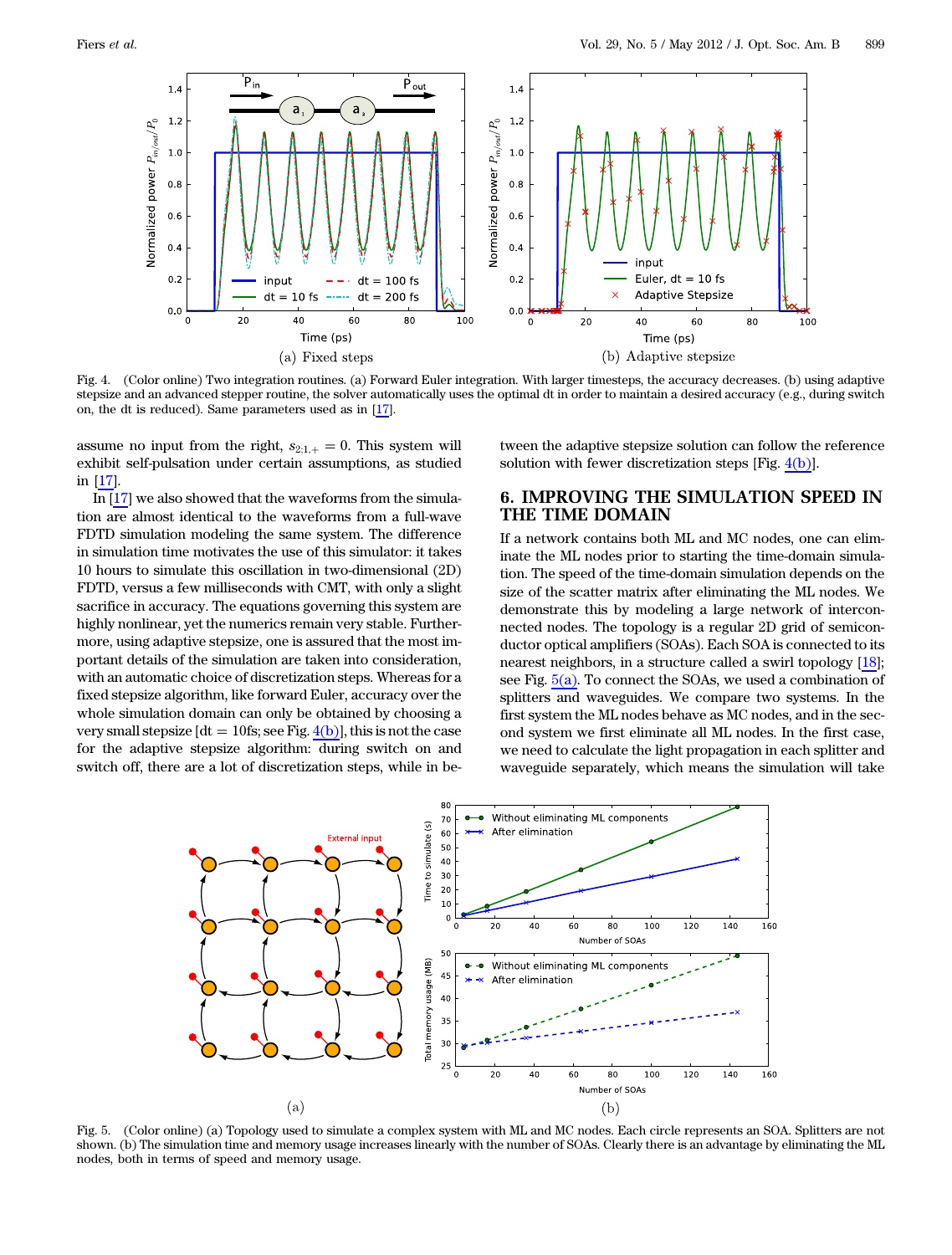Fig. 4. (Color online) Two integration routines. (a) Forward Euler integration. With larger timesteps, the accuracy decreases. (b) using adaptive stepsize and an advanced stepper routine, the solver automatically uses the optimal dt in order to maintain a desired accuracy (e.g., during switch on, the dt is reduced). Same parameters used as in [17].

assume no input from the right, $s_{2:1,+} = 0$. This system will exhibit self-pulsation under certain assumptions, as studied in [17].

In [17] we also showed that the waveforms from the simulation are almost identical to the waveforms from a full-wave FDTD simulation modeling the same system. The difference in simulation time motivates the use of this simulator: it takes 10 hours to simulate this oscillation in two-dimensional (2D) FDTD, versus a few milliseconds with CMT, with only a slight sacrifice in accuracy. The equations governing this system are highly nonlinear, yet the numerics remain very stable. Furthermore, using adaptive stepsize, one is assured that the most important details of the simulation are taken into consideration, with an automatic choice of discretization steps. Whereas for a fixed stepsize algorithm, like forward Euler, accuracy over the whole simulation domain can only be obtained by choosing a very small stepsize [dt = 10fs; see Fig. 4(b)], this is not the case for the adaptive stepsize algorithm: during switch on and switch off, there are a lot of discretization steps, while in between the adaptive stepsize solution can follow the reference solution with fewer discretization steps [Fig. 4(b)].

## 6. IMPROVING THE SIMULATION SPEED IN THE TIME DOMAIN

If a network contains both ML and MC nodes, one can eliminate the ML nodes prior to starting the time-domain simulation. The speed of the time-domain simulation depends on the size of the scatter matrix after eliminating the ML nodes. We demonstrate this by modeling a large network of interconnected nodes. The topology is a regular 2D grid of semiconductor optical amplifiers (SOAs). Each SOA is connected to its nearest neighbors, in a structure called a swirl topology [18]; see Fig. 5(a). To connect the SOAs, we used a combination of splitters and waveguides. We compare two systems. In the first system the ML nodes behave as MC nodes, and in the second system we first eliminate all ML nodes. In the first case, we need to calculate the light propagation in each splitter and waveguide separately, which means the simulation will take

Fig. 5. (Color online) (a) Topology used to simulate a complex system with ML and MC nodes. Each circle represents an SOA. Splitters are not shown. (b) The simulation time and memory usage increases linearly with the number of SOAs. Clearly there is an advantage by eliminating the ML nodes, both in terms of speed and memory usage.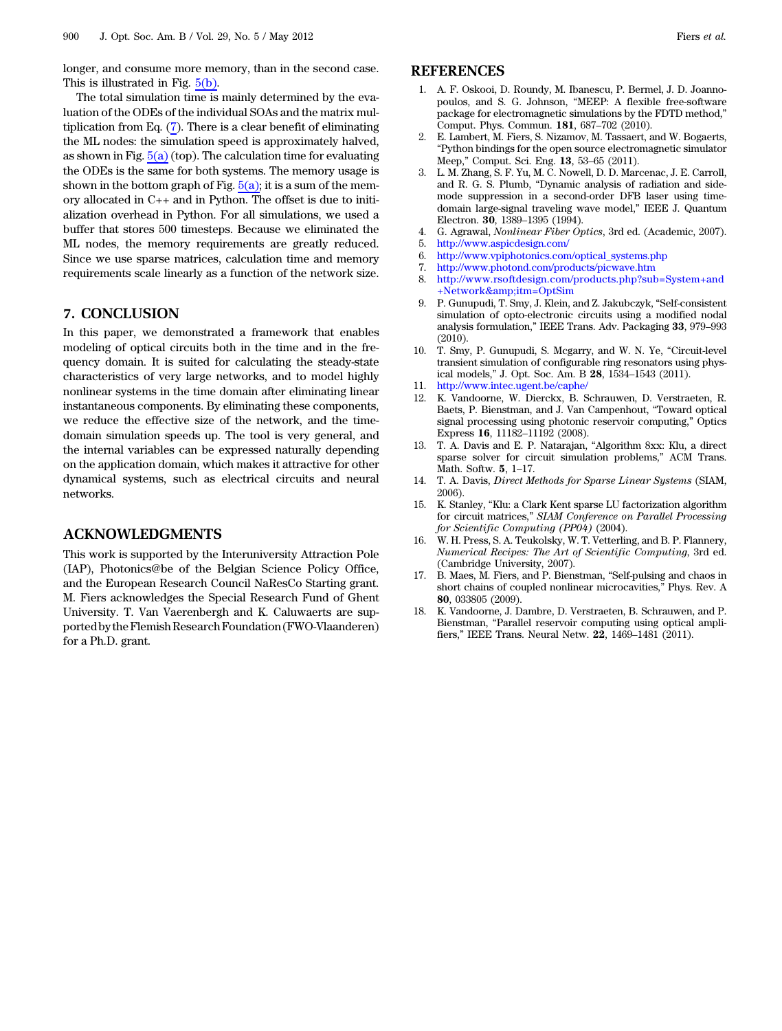longer, and consume more memory, than in the second case. This is illustrated in Fig. 5(b).

The total simulation time is mainly determined by the evaluation of the ODEs of the individual SOAs and the matrix multiplication from Eq. (7). There is a clear benefit of eliminating the ML nodes: the simulation speed is approximately halved, as shown in Fig. 5(a) (top). The calculation time for evaluating the ODEs is the same for both systems. The memory usage is shown in the bottom graph of Fig. 5(a); it is a sum of the memory allocated in C++ and in Python. The offset is due to initialization overhead in Python. For all simulations, we used a buffer that stores 500 timesteps. Because we eliminated the ML nodes, the memory requirements are greatly reduced. Since we use sparse matrices, calculation time and memory requirements scale linearly as a function of the network size.

## 7. CONCLUSION

In this paper, we demonstrated a framework that enables modeling of optical circuits both in the time and in the frequency domain. It is suited for calculating the steady-state characteristics of very large networks, and to model highly nonlinear systems in the time domain after eliminating linear instantaneous components. By eliminating these components, we reduce the effective size of the network, and the time-domain simulation speeds up. The tool is very general, and the internal variables can be expressed naturally depending on the application domain, which makes it attractive for other dynamical systems, such as electrical circuits and neural networks.

## ACKNOWLEDGMENTS

This work is supported by the Interuniversity Attraction Pole (IAP), Photonics@be of the Belgian Science Policy Office, and the European Research Council NaResCo Starting grant. M. Fiers acknowledges the Special Research Fund of Ghent University. T. Van Vaerenbergh and K. Caluwaerts are supported by the Flemish Research Foundation (FWO-Vlaanderen) for a Ph.D. grant.

## REFERENCES

1. A. F. Oskooi, D. Roundy, M. Ibanescu, P. Bermel, J. D. Joannopoulos, and S. G. Johnson, "MEEP: A flexible free-software package for electromagnetic simulations by the FDTD method," Comput. Phys. Commun. **181**, 687–702 (2010).
2. E. Lambert, M. Fiers, S. Nizamov, M. Tassaert, and W. Bogaerts, "Python bindings for the open source electromagnetic simulator Meep," Comput. Sci. Eng. **13**, 53–65 (2011).
3. L. M. Zhang, S. F. Yu, M. C. Nowell, D. D. Marcenac, J. E. Carroll, and R. G. S. Plumb, "Dynamic analysis of radiation and side-mode suppression in a second-order DFB laser using time-domain large-signal traveling wave model," IEEE J. Quantum Electron. **30**, 1389–1395 (1994).
4. G. Agrawal, *Nonlinear Fiber Optics*, 3rd ed. (Academic, 2007).
5. http://www.aspicdesign.com/
6. http://www.vpiphotonics.com/optical_systems.php
7. http://www.photond.com/products/picwave.htm
8. http://www.rsoftdesign.com/products.php?sub=System+and+Network&amp;itm=OptSim
9. P. Gunupudi, T. Smy, J. Klein, and Z. Jakubczyk, "Self-consistent simulation of opto-electronic circuits using a modified nodal analysis formulation," IEEE Trans. Adv. Packaging **33**, 979–993 (2010).
10. T. Smy, P. Gunupudi, S. Mcgarry, and W. N. Ye, "Circuit-level transient simulation of configurable ring resonators using physical models," J. Opt. Soc. Am. B **28**, 1534–1543 (2011).
11. http://www.intec.ugent.be/caphe/
12. K. Vandoorne, W. Dierckx, B. Schrauwen, D. Verstraeten, R. Baets, P. Bienstman, and J. Van Campenhout, "Toward optical signal processing using photonic reservoir computing," Optics Express **16**, 11182–11192 (2008).
13. T. A. Davis and E. P. Natarajan, "Algorithm 8xx: Klu, a direct sparse solver for circuit simulation problems," ACM Trans. Math. Softw. **5**, 1–17.
14. T. A. Davis, *Direct Methods for Sparse Linear Systems* (SIAM, 2006).
15. K. Stanley, "Klu: a Clark Kent sparse LU factorization algorithm for circuit matrices," *SIAM Conference on Parallel Processing for Scientific Computing (PP04)* (2004).
16. W. H. Press, S. A. Teukolsky, W. T. Vetterling, and B. P. Flannery, *Numerical Recipes: The Art of Scientific Computing*, 3rd ed. (Cambridge University, 2007).
17. B. Maes, M. Fiers, and P. Bienstman, "Self-pulsing and chaos in short chains of coupled nonlinear microcavities," Phys. Rev. A **80**, 033805 (2009).
18. K. Vandoorne, J. Dambre, D. Verstraeten, B. Schrauwen, and P. Bienstman, "Parallel reservoir computing using optical amplifiers," IEEE Trans. Neural Netw. **22**, 1469–1481 (2011).